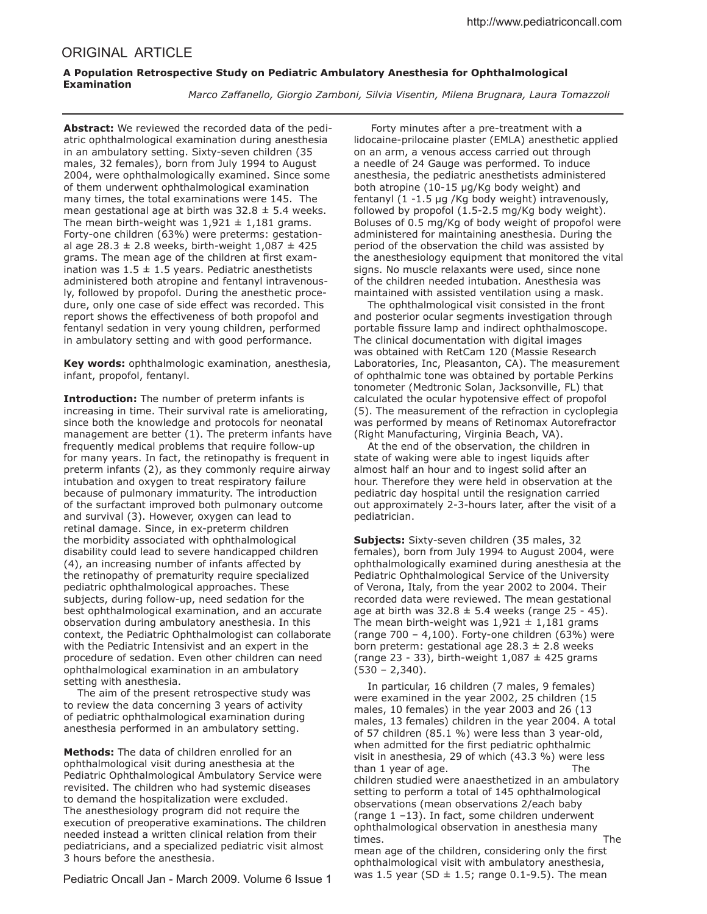# ORIGINAL ARTICLE

## A Population Retrospective Study on Pediatric Ambulatory Anesthesia for Ophthalmological Examination

*Marco Zaffanello, Giorgio Zamboni, Silvia Visentin, Milena Brugnara, Laura Tomazzoli*

**Abstract:** We reviewed the recorded data of the pediatric ophthalmological examination during anesthesia in an ambulatory setting. Sixty-seven children (35 males, 32 females), born from July 1994 to August 2004, were ophthalmologically examined. Since some of them underwent ophthalmological examination many times, the total examinations were 145. The mean gestational age at birth was 32.8 ± 5.4 weeks. The mean birth-weight was 1,921 ± 1,181 grams. Forty-one children (63%) were preterms: gestational age 28.3 ± 2.8 weeks, birth-weight 1,087 ± 425 grams. The mean age of the children at first examination was 1.5 ± 1.5 years. Pediatric anesthetists administered both atropine and fentanyl intravenously, followed by propofol. During the anesthetic procedure, only one case of side effect was recorded. This report shows the effectiveness of both propofol and fentanyl sedation in very young children, performed in ambulatory setting and with good performance.

**Key words:** ophthalmologic examination, anesthesia, infant, propofol, fentanyl.

**Introduction:** The number of preterm infants is increasing in time. Their survival rate is ameliorating, since both the knowledge and protocols for neonatal management are better (1). The preterm infants have frequently medical problems that require follow-up for many years. In fact, the retinopathy is frequent in preterm infants (2), as they commonly require airway intubation and oxygen to treat respiratory failure because of pulmonary immaturity. The introduction of the surfactant improved both pulmonary outcome and survival (3). However, oxygen can lead to retinal damage. Since, in ex-preterm children the morbidity associated with ophthalmological disability could lead to severe handicapped children (4), an increasing number of infants affected by the retinopathy of prematurity require specialized pediatric ophthalmological approaches. These subjects, during follow-up, need sedation for the best ophthalmological examination, and an accurate observation during ambulatory anesthesia. In this context, the Pediatric Ophthalmologist can collaborate with the Pediatric Intensivist and an expert in the procedure of sedation. Even other children can need ophthalmological examination in an ambulatory setting with anesthesia.

The aim of the present retrospective study was to review the data concerning 3 years of activity of pediatric ophthalmological examination during anesthesia performed in an ambulatory setting.

**Methods:** The data of children enrolled for an ophthalmological visit during anesthesia at the Pediatric Ophthalmological Ambulatory Service were revisited. The children who had systemic diseases to demand the hospitalization were excluded. The anesthesiology program did not require the execution of preoperative examinations. The children needed instead a written clinical relation from their pediatricians, and a specialized pediatric visit almost 3 hours before the anesthesia.

Forty minutes after a pre-treatment with a lidocaine-prilocaine plaster (EMLA) anesthetic applied on an arm, a venous access carried out through a needle of 24 Gauge was performed. To induce anesthesia, the pediatric anesthetists administered both atropine (10-15 µg/Kg body weight) and fentanyl (1 -1.5 µg /Kg body weight) intravenously, followed by propofol (1.5-2.5 mg/Kg body weight). Boluses of 0.5 mg/Kg of body weight of propofol were administered for maintaining anesthesia. During the period of the observation the child was assisted by the anesthesiology equipment that monitored the vital signs. No muscle relaxants were used, since none of the children needed intubation. Anesthesia was maintained with assisted ventilation using a mask.

The ophthalmological visit consisted in the front and posterior ocular segments investigation through portable fissure lamp and indirect ophthalmoscope. The clinical documentation with digital images was obtained with RetCam 120 (Massie Research Laboratories, Inc, Pleasanton, CA). The measurement of ophthalmic tone was obtained by portable Perkins tonometer (Medtronic Solan, Jacksonville, FL) that calculated the ocular hypotensive effect of propofol (5). The measurement of the refraction in cycloplegia was performed by means of Retinomax Autorefractor (Right Manufacturing, Virginia Beach, VA).

At the end of the observation, the children in state of waking were able to ingest liquids after almost half an hour and to ingest solid after an hour. Therefore they were held in observation at the pediatric day hospital until the resignation carried out approximately 2-3-hours later, after the visit of a pediatrician.

**Subjects:** Sixty-seven children (35 males, 32 females), born from July 1994 to August 2004, were ophthalmologically examined during anesthesia at the Pediatric Ophthalmological Service of the University of Verona, Italy, from the year 2002 to 2004. Their recorded data were reviewed. The mean gestational age at birth was 32.8 ± 5.4 weeks (range 25 - 45). The mean birth-weight was 1,921 ± 1,181 grams (range 700 – 4,100). Forty-one children (63%) were born preterm: gestational age 28.3 ± 2.8 weeks (range 23 - 33), birth-weight 1,087 ± 425 grams (530 – 2,340).

In particular, 16 children (7 males, 9 females) were examined in the year 2002, 25 children (15 males, 10 females) in the year 2003 and 26 (13 males, 13 females) children in the year 2004. A total of 57 children (85.1 %) were less than 3 year-old, when admitted for the first pediatric ophthalmic visit in anesthesia, 29 of which (43.3 %) were less than 1 year of age. The children studied were anaesthetized in an ambulatory setting to perform a total of 145 ophthalmological observations (mean observations 2/each baby (range 1 –13). In fact, some children underwent ophthalmological observation in anesthesia many times. The mean age of the children, considering only the first ophthalmological visit with ambulatory anesthesia, was 1.5 year (SD ± 1.5; range 0.1-9.5). The mean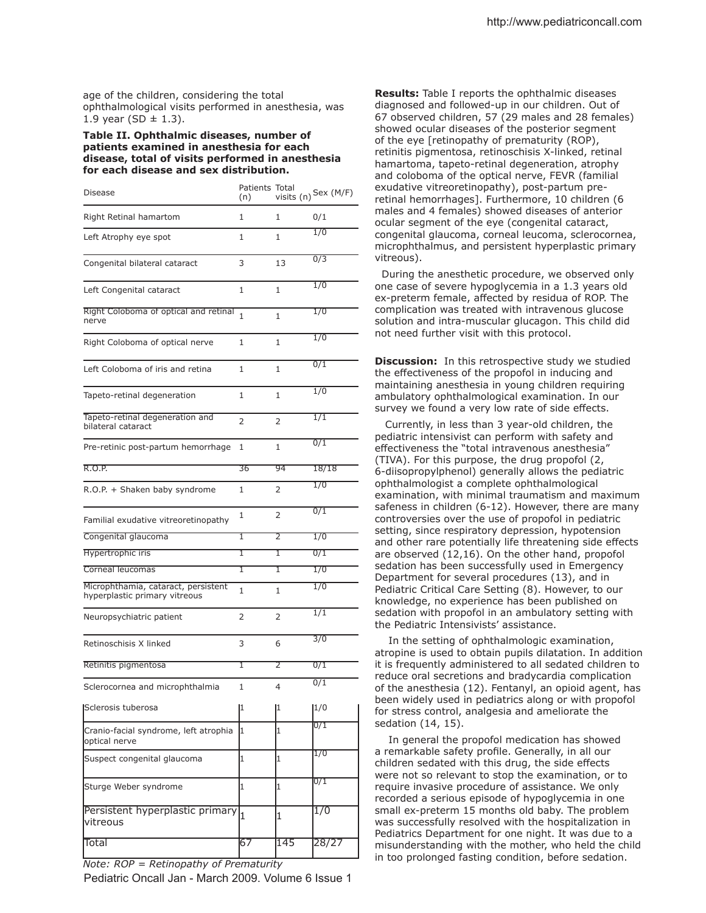age of the children, considering the total ophthalmological visits performed in anesthesia, was 1.9 year (SD ± 1.3).

**Table II. Ophthalmic diseases, number of patients examined in anesthesia for each disease, total of visits performed in anesthesia for each disease and sex distribution.**

| Disease | Patients (n) | Total visits (n) | Sex (M/F) |
|---|---|---|---|
| Right Retinal hamartom | 1 | 1 | 0/1 |
| Left Atrophy eye spot | 1 | 1 | 1/0 |
| Congenital bilateral cataract | 3 | 13 | 0/3 |
| Left Congenital cataract | 1 | 1 | 1/0 |
| Right Coloboma of optical and retinal nerve | 1 | 1 | 1/0 |
| Right Coloboma of optical nerve | 1 | 1 | 1/0 |
| Left Coloboma of iris and retina | 1 | 1 | 0/1 |
| Tapeto-retinal degeneration | 1 | 1 | 1/0 |
| Tapeto-retinal degeneration and bilateral cataract | 2 | 2 | 1/1 |
| Pre-retinic post-partum hemorrhage | 1 | 1 | 0/1 |
| R.O.P. | 36 | 94 | 18/18 |
| R.O.P. + Shaken baby syndrome | 1 | 2 | 1/0 |
| Familial exudative vitreoretinopathy | 1 | 2 | 0/1 |
| Congenital glaucoma | 1 | 2 | 1/0 |
| Hypertrophic iris | 1 | 1 | 0/1 |
| Corneal leucomas | 1 | 1 | 1/0 |
| Microphthamia, cataract, persistent hyperplastic primary vitreous | 1 | 1 | 1/0 |
| Neuropsychiatric patient | 2 | 2 | 1/1 |
| Retinoschisis X linked | 3 | 6 | 3/0 |
| Retinitis pigmentosa | 1 | 2 | 0/1 |
| Sclerocornea and microphthalmia | 1 | 4 | 0/1 |
| Sclerosis tuberosa | 1 | 1 | 1/0 |
| Cranio-facial syndrome, left atrophia optical nerve | 1 | 1 | 0/1 |
| Suspect congenital glaucoma | 1 | 1 | 1/0 |
| Sturge Weber syndrome | 1 | 1 | 0/1 |
| Persistent hyperplastic primary vitreous | 1 | 1 | 1/0 |
| Total | 67 | 145 | 28/27 |

*Note: ROP = Retinopathy of Prematurity*

**Results:** Table I reports the ophthalmic diseases diagnosed and followed-up in our children. Out of 67 observed children, 57 (29 males and 28 females) showed ocular diseases of the posterior segment of the eye [retinopathy of prematurity (ROP), retinitis pigmentosa, retinoschisis X-linked, retinal hamartoma, tapeto-retinal degeneration, atrophy and coloboma of the optical nerve, FEVR (familial exudative vitreoretinopathy), post-partum pre-retinal hemorrhages]. Furthermore, 10 children (6 males and 4 females) showed diseases of anterior ocular segment of the eye (congenital cataract, congenital glaucoma, corneal leucoma, sclerocornea, microphthalmus, and persistent hyperplastic primary vitreous).

During the anesthetic procedure, we observed only one case of severe hypoglycemia in a 1.3 years old ex-preterm female, affected by residua of ROP. The complication was treated with intravenous glucose solution and intra-muscular glucagon. This child did not need further visit with this protocol.

**Discussion:** In this retrospective study we studied the effectiveness of the propofol in inducing and maintaining anesthesia in young children requiring ambulatory ophthalmological examination. In our survey we found a very low rate of side effects.

Currently, in less than 3 year-old children, the pediatric intensivist can perform with safety and effectiveness the "total intravenous anesthesia" (TIVA). For this purpose, the drug propofol (2, 6-diisopropylphenol) generally allows the pediatric ophthalmologist a complete ophthalmological examination, with minimal traumatism and maximum safeness in children (6-12). However, there are many controversies over the use of propofol in pediatric setting, since respiratory depression, hypotension and other rare potentially life threatening side effects are observed (12,16). On the other hand, propofol sedation has been successfully used in Emergency Department for several procedures (13), and in Pediatric Critical Care Setting (8). However, to our knowledge, no experience has been published on sedation with propofol in an ambulatory setting with the Pediatric Intensivists' assistance.

In the setting of ophthalmologic examination, atropine is used to obtain pupils dilatation. In addition it is frequently administered to all sedated children to reduce oral secretions and bradycardia complication of the anesthesia (12). Fentanyl, an opioid agent, has been widely used in pediatrics along or with propofol for stress control, analgesia and ameliorate the sedation (14, 15).

In general the propofol medication has showed a remarkable safety profile. Generally, in all our children sedated with this drug, the side effects were not so relevant to stop the examination, or to require invasive procedure of assistance. We only recorded a serious episode of hypoglycemia in one small ex-preterm 15 months old baby. The problem was successfully resolved with the hospitalization in Pediatrics Department for one night. It was due to a misunderstanding with the mother, who held the child in too prolonged fasting condition, before sedation.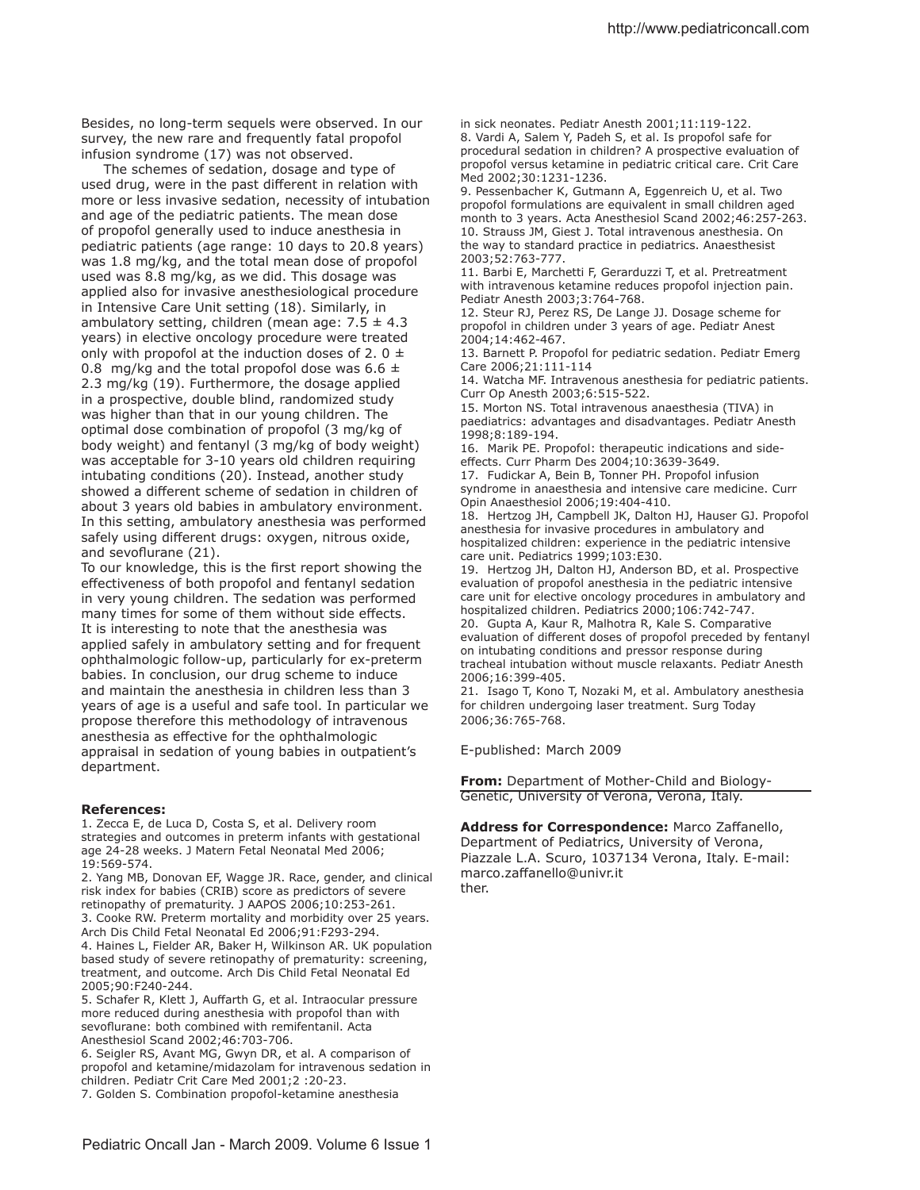Besides, no long-term sequels were observed. In our survey, the new rare and frequently fatal propofol infusion syndrome (17) was not observed.

The schemes of sedation, dosage and type of used drug, were in the past different in relation with more or less invasive sedation, necessity of intubation and age of the pediatric patients. The mean dose of propofol generally used to induce anesthesia in pediatric patients (age range: 10 days to 20.8 years) was 1.8 mg/kg, and the total mean dose of propofol used was 8.8 mg/kg, as we did. This dosage was applied also for invasive anesthesiological procedure in Intensive Care Unit setting (18). Similarly, in ambulatory setting, children (mean age: 7.5 ± 4.3 years) in elective oncology procedure were treated only with propofol at the induction doses of 2. 0 ± 0.8 mg/kg and the total propofol dose was 6.6 ± 2.3 mg/kg (19). Furthermore, the dosage applied in a prospective, double blind, randomized study was higher than that in our young children. The optimal dose combination of propofol (3 mg/kg of body weight) and fentanyl (3 mg/kg of body weight) was acceptable for 3-10 years old children requiring intubating conditions (20). Instead, another study showed a different scheme of sedation in children of about 3 years old babies in ambulatory environment. In this setting, ambulatory anesthesia was performed safely using different drugs: oxygen, nitrous oxide, and sevoflurane (21).

To our knowledge, this is the first report showing the effectiveness of both propofol and fentanyl sedation in very young children. The sedation was performed many times for some of them without side effects. It is interesting to note that the anesthesia was applied safely in ambulatory setting and for frequent ophthalmologic follow-up, particularly for ex-preterm babies. In conclusion, our drug scheme to induce and maintain the anesthesia in children less than 3 years of age is a useful and safe tool. In particular we propose therefore this methodology of intravenous anesthesia as effective for the ophthalmologic appraisal in sedation of young babies in outpatient's department.

**References:**

1. Zecca E, de Luca D, Costa S, et al. Delivery room strategies and outcomes in preterm infants with gestational age 24-28 weeks. J Matern Fetal Neonatal Med 2006; 19:569-574.
2. Yang MB, Donovan EF, Wagge JR. Race, gender, and clinical risk index for babies (CRIB) score as predictors of severe retinopathy of prematurity. J AAPOS 2006;10:253-261.
3. Cooke RW. Preterm mortality and morbidity over 25 years. Arch Dis Child Fetal Neonatal Ed 2006;91:F293-294.
4. Haines L, Fielder AR, Baker H, Wilkinson AR. UK population based study of severe retinopathy of prematurity: screening, treatment, and outcome. Arch Dis Child Fetal Neonatal Ed 2005;90:F240-244.
5. Schafer R, Klett J, Auffarth G, et al. Intraocular pressure more reduced during anesthesia with propofol than with sevoflurane: both combined with remifentanil. Acta Anesthesiol Scand 2002;46:703-706.
6. Seigler RS, Avant MG, Gwyn DR, et al. A comparison of propofol and ketamine/midazolam for intravenous sedation in children. Pediatr Crit Care Med 2001;2 :20-23.
7. Golden S. Combination propofol-ketamine anesthesia in sick neonates. Pediatr Anesth 2001;11:119-122.
8. Vardi A, Salem Y, Padeh S, et al. Is propofol safe for procedural sedation in children? A prospective evaluation of propofol versus ketamine in pediatric critical care. Crit Care Med 2002;30:1231-1236.
9. Pessenbacher K, Gutmann A, Eggenreich U, et al. Two propofol formulations are equivalent in small children aged month to 3 years. Acta Anesthesiol Scand 2002;46:257-263.
10. Strauss JM, Giest J. Total intravenous anesthesia. On the way to standard practice in pediatrics. Anaesthesist 2003;52:763-777.
11. Barbi E, Marchetti F, Gerarduzzi T, et al. Pretreatment with intravenous ketamine reduces propofol injection pain. Pediatr Anesth 2003;3:764-768.
12. Steur RJ, Perez RS, De Lange JJ. Dosage scheme for propofol in children under 3 years of age. Pediatr Anest 2004;14:462-467.
13. Barnett P. Propofol for pediatric sedation. Pediatr Emerg Care 2006;21:111-114
14. Watcha MF. Intravenous anesthesia for pediatric patients. Curr Op Anesth 2003;6:515-522.
15. Morton NS. Total intravenous anaesthesia (TIVA) in paediatrics: advantages and disadvantages. Pediatr Anesth 1998;8:189-194.
16. Marik PE. Propofol: therapeutic indications and side-effects. Curr Pharm Des 2004;10:3639-3649.
17. Fudickar A, Bein B, Tonner PH. Propofol infusion syndrome in anaesthesia and intensive care medicine. Curr Opin Anaesthesiol 2006;19:404-410.
18. Hertzog JH, Campbell JK, Dalton HJ, Hauser GJ. Propofol anesthesia for invasive procedures in ambulatory and hospitalized children: experience in the pediatric intensive care unit. Pediatrics 1999;103:E30.
19. Hertzog JH, Dalton HJ, Anderson BD, et al. Prospective evaluation of propofol anesthesia in the pediatric intensive care unit for elective oncology procedures in ambulatory and hospitalized children. Pediatrics 2000;106:742-747.
20. Gupta A, Kaur R, Malhotra R, Kale S. Comparative evaluation of different doses of propofol preceded by fentanyl on intubating conditions and pressor response during tracheal intubation without muscle relaxants. Pediatr Anesth 2006;16:399-405.
21. Isago T, Kono T, Nozaki M, et al. Ambulatory anesthesia for children undergoing laser treatment. Surg Today 2006;36:765-768.

E-published: March 2009

**From:** Department of Mother-Child and Biology-Genetic, University of Verona, Verona, Italy.

**Address for Correspondence:** Marco Zaffanello, Department of Pediatrics, University of Verona, Piazzale L.A. Scuro, 1037134 Verona, Italy. E-mail: marco.zaffanello@univr.it
ther.